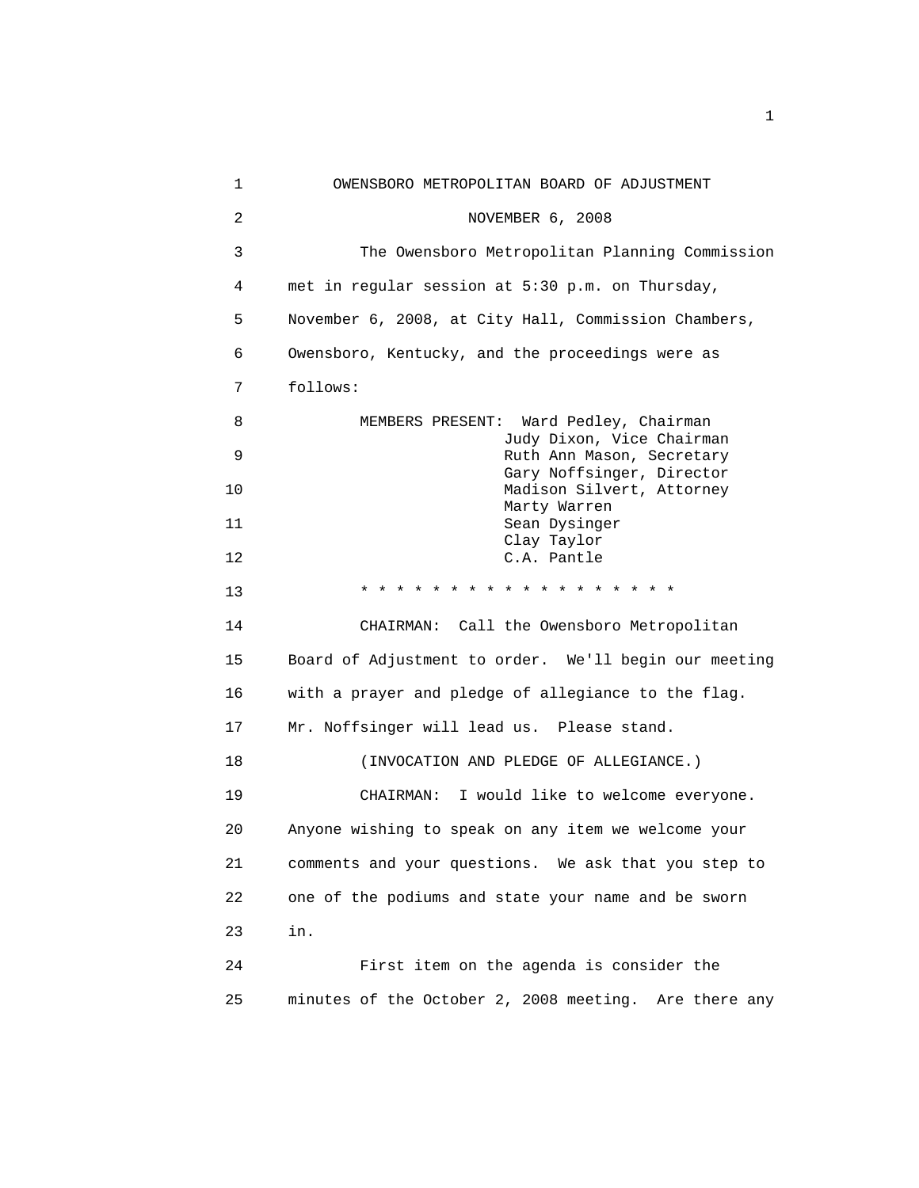# OWENSBORO METROPOLITAN BOARD OF ADJUSTMENT

## NOVEMBER 6, 2008

The Owensboro Metropolitan Planning Commission met in regular session at 5:30 p.m. on Thursday, November 6, 2008, at City Hall, Commission Chambers, Owensboro, Kentucky, and the proceedings were as follows:

MEMBERS PRESENT:
- Ward Pedley, Chairman
- Judy Dixon, Vice Chairman
- Ruth Ann Mason, Secretary
- Gary Noffsinger, Director
- Madison Silvert, Attorney
- Marty Warren
- Sean Dysinger
- Clay Taylor
- C.A. Pantle

* * * * * * * * * * * * * * * * * * *

CHAIRMAN: Call the Owensboro Metropolitan Board of Adjustment to order. We'll begin our meeting with a prayer and pledge of allegiance to the flag. Mr. Noffsinger will lead us. Please stand.

(INVOCATION AND PLEDGE OF ALLEGIANCE.)

CHAIRMAN: I would like to welcome everyone. Anyone wishing to speak on any item we welcome your comments and your questions. We ask that you step to one of the podiums and state your name and be sworn in.

First item on the agenda is consider the minutes of the October 2, 2008 meeting. Are there any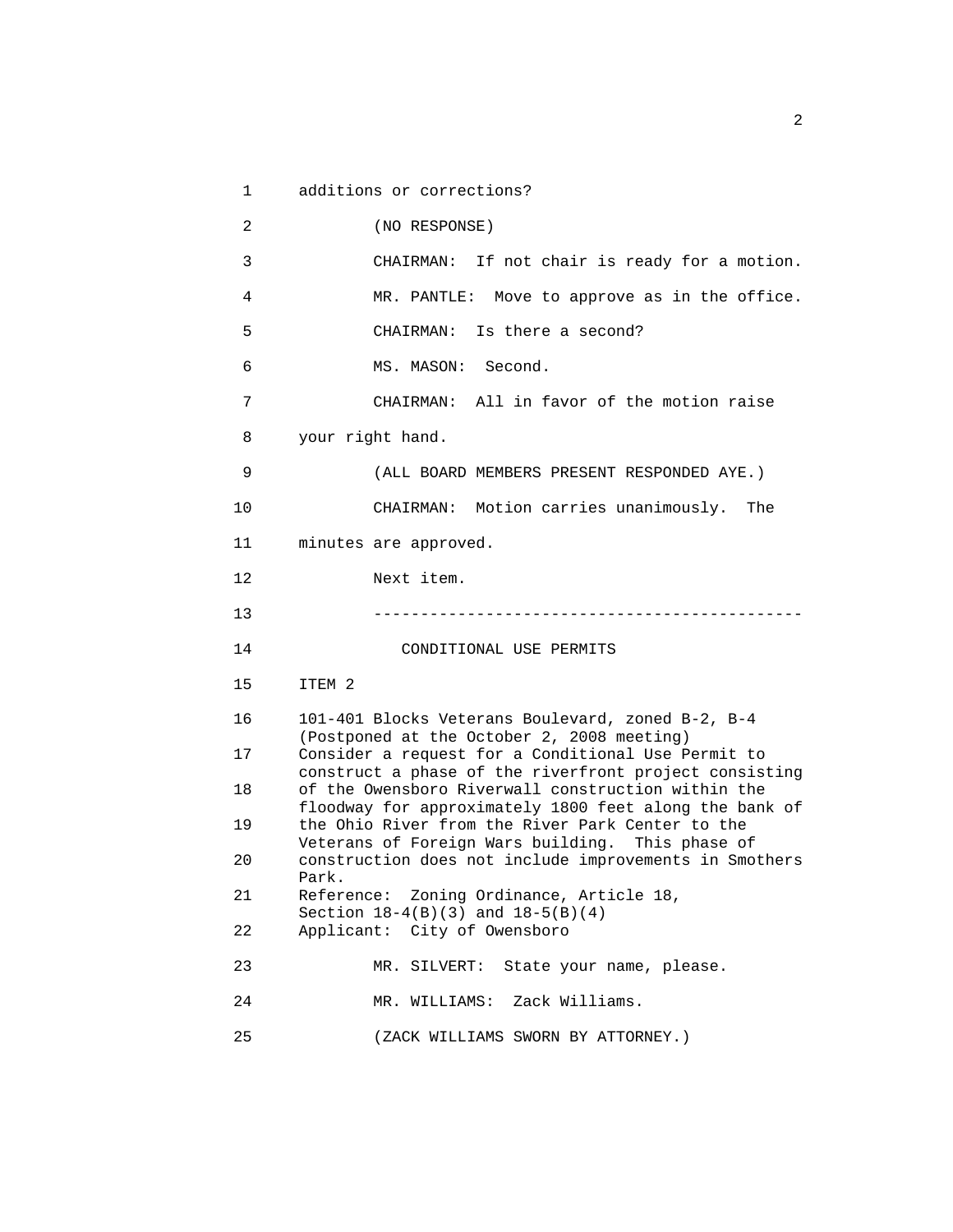additions or corrections?

(NO RESPONSE)

CHAIRMAN: If not chair is ready for a motion.

MR. PANTLE: Move to approve as in the office.

CHAIRMAN: Is there a second?

MS. MASON: Second.

CHAIRMAN: All in favor of the motion raise your right hand.

(ALL BOARD MEMBERS PRESENT RESPONDED AYE.)

CHAIRMAN: Motion carries unanimously. The minutes are approved.

Next item.

---

CONDITIONAL USE PERMITS

ITEM 2

101-401 Blocks Veterans Boulevard, zoned B-2, B-4
(Postponed at the October 2, 2008 meeting)
Consider a request for a Conditional Use Permit to construct a phase of the riverfront project consisting of the Owensboro Riverwall construction within the floodway for approximately 1800 feet along the bank of the Ohio River from the River Park Center to the Veterans of Foreign Wars building. This phase of construction does not include improvements in Smothers Park.
Reference: Zoning Ordinance, Article 18, Section 18-4(B)(3) and 18-5(B)(4)
Applicant: City of Owensboro

MR. SILVERT: State your name, please.

MR. WILLIAMS: Zack Williams.

(ZACK WILLIAMS SWORN BY ATTORNEY.)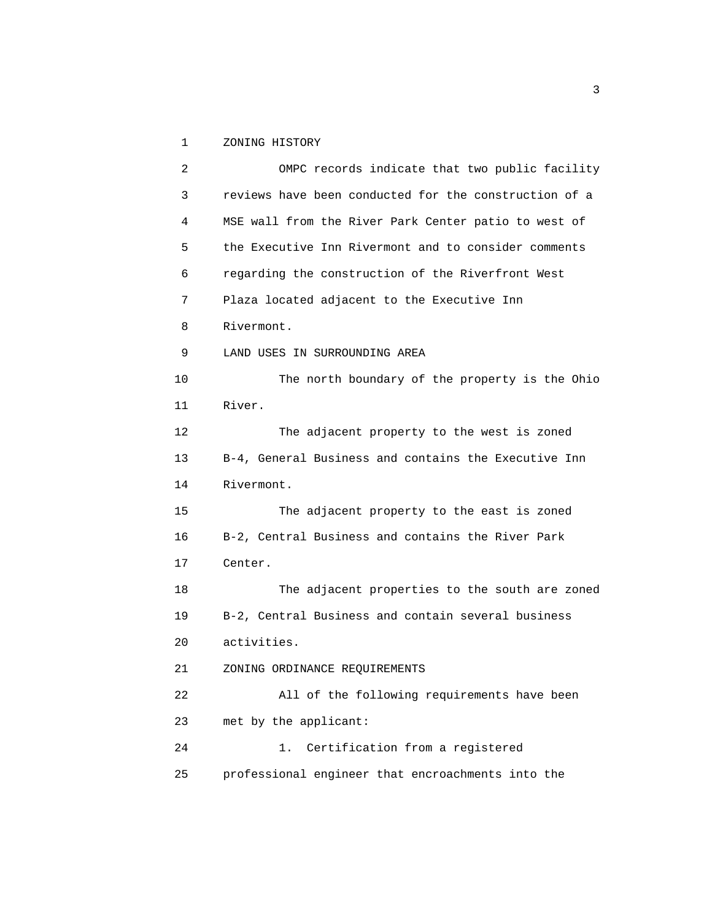ZONING HISTORY

OMPC records indicate that two public facility reviews have been conducted for the construction of a MSE wall from the River Park Center patio to west of the Executive Inn Rivermont and to consider comments regarding the construction of the Riverfront West Plaza located adjacent to the Executive Inn Rivermont.

LAND USES IN SURROUNDING AREA

The north boundary of the property is the Ohio River.

The adjacent property to the west is zoned B-4, General Business and contains the Executive Inn Rivermont.

The adjacent property to the east is zoned B-2, Central Business and contains the River Park Center.

The adjacent properties to the south are zoned B-2, Central Business and contain several business activities.

ZONING ORDINANCE REQUIREMENTS

All of the following requirements have been met by the applicant:

1. Certification from a registered professional engineer that encroachments into the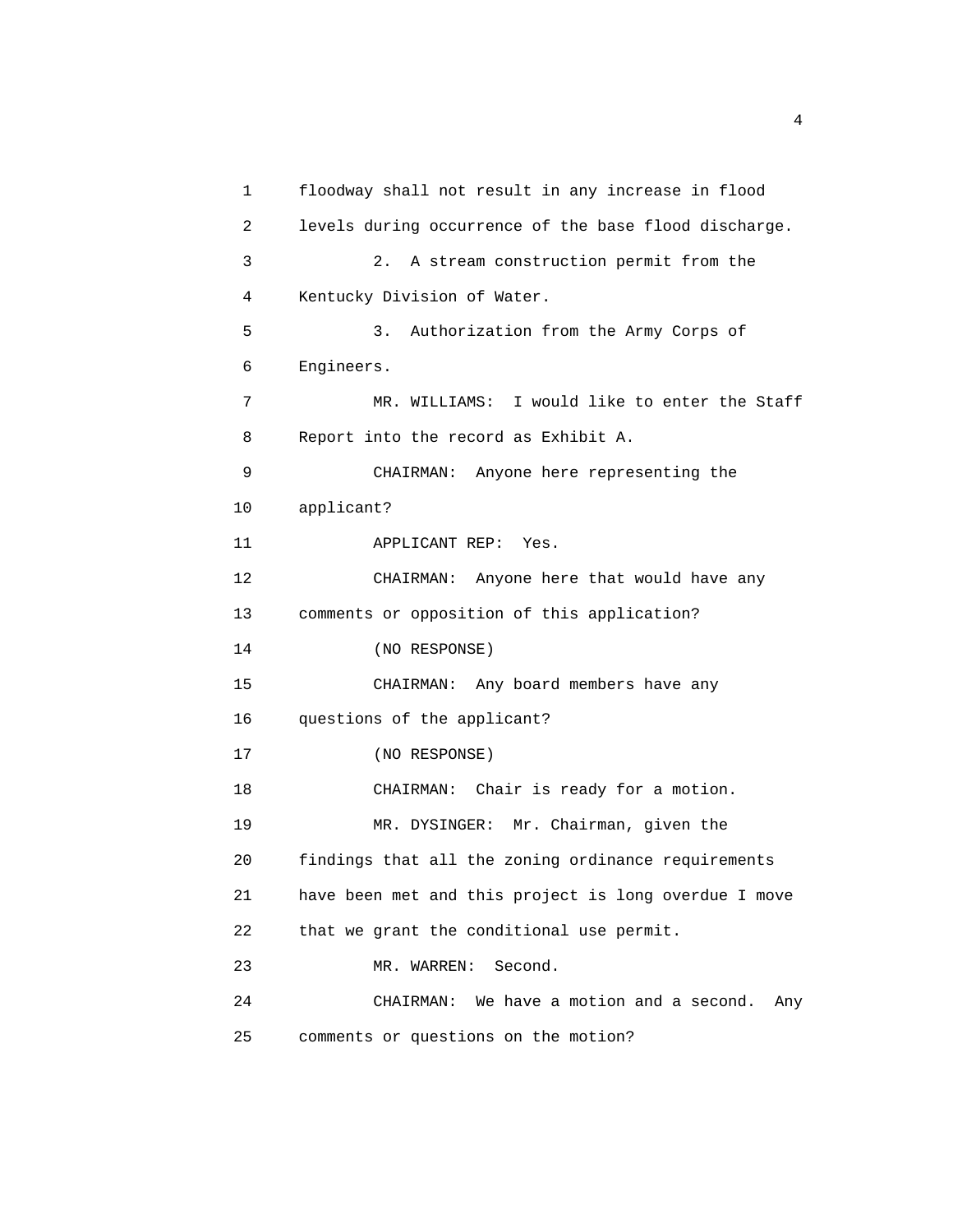floodway shall not result in any increase in flood levels during occurrence of the base flood discharge.

2. A stream construction permit from the Kentucky Division of Water.

3. Authorization from the Army Corps of Engineers.

MR. WILLIAMS: I would like to enter the Staff Report into the record as Exhibit A.

CHAIRMAN: Anyone here representing the applicant?

APPLICANT REP: Yes.

CHAIRMAN: Anyone here that would have any comments or opposition of this application?

(NO RESPONSE)

CHAIRMAN: Any board members have any questions of the applicant?

(NO RESPONSE)

CHAIRMAN: Chair is ready for a motion.

MR. DYSINGER: Mr. Chairman, given the findings that all the zoning ordinance requirements have been met and this project is long overdue I move that we grant the conditional use permit.

MR. WARREN: Second.

CHAIRMAN: We have a motion and a second. Any comments or questions on the motion?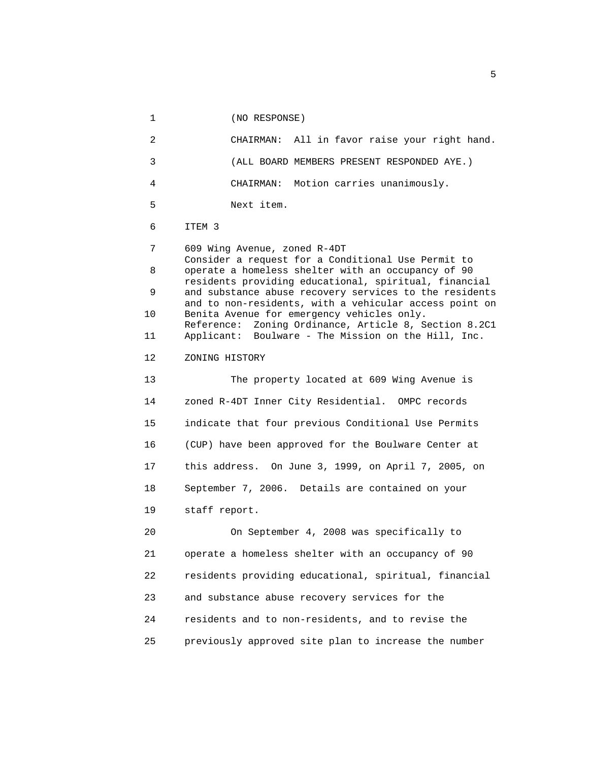(NO RESPONSE)

CHAIRMAN: All in favor raise your right hand.

(ALL BOARD MEMBERS PRESENT RESPONDED AYE.)

CHAIRMAN: Motion carries unanimously.

Next item.

ITEM 3

609 Wing Avenue, zoned R-4DT
Consider a request for a Conditional Use Permit to operate a homeless shelter with an occupancy of 90 residents providing educational, spiritual, financial and substance abuse recovery services to the residents and to non-residents, with a vehicular access point on Benita Avenue for emergency vehicles only.
Reference: Zoning Ordinance, Article 8, Section 8.2C1
Applicant: Boulware - The Mission on the Hill, Inc.

ZONING HISTORY

The property located at 609 Wing Avenue is zoned R-4DT Inner City Residential. OMPC records indicate that four previous Conditional Use Permits (CUP) have been approved for the Boulware Center at this address. On June 3, 1999, on April 7, 2005, on September 7, 2006. Details are contained on your staff report.

On September 4, 2008 was specifically to operate a homeless shelter with an occupancy of 90 residents providing educational, spiritual, financial and substance abuse recovery services for the residents and to non-residents, and to revise the previously approved site plan to increase the number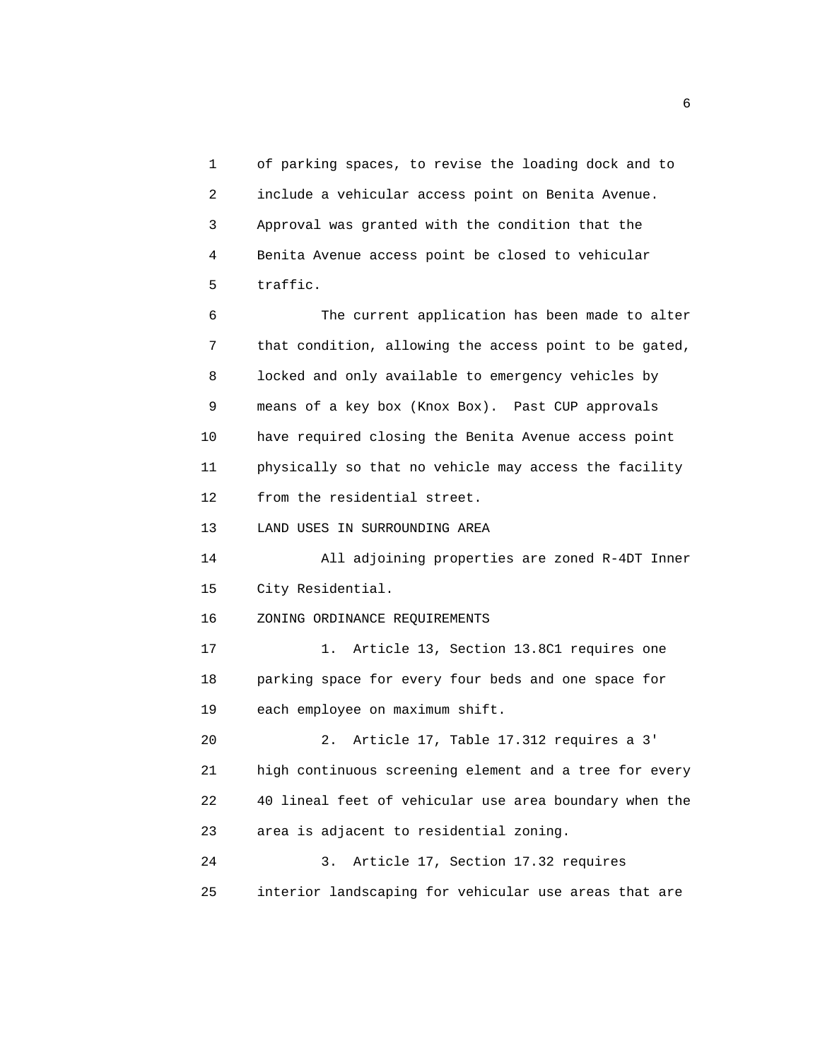of parking spaces, to revise the loading dock and to include a vehicular access point on Benita Avenue. Approval was granted with the condition that the Benita Avenue access point be closed to vehicular traffic.

The current application has been made to alter that condition, allowing the access point to be gated, locked and only available to emergency vehicles by means of a key box (Knox Box). Past CUP approvals have required closing the Benita Avenue access point physically so that no vehicle may access the facility from the residential street.

LAND USES IN SURROUNDING AREA

All adjoining properties are zoned R-4DT Inner City Residential.

ZONING ORDINANCE REQUIREMENTS

1. Article 13, Section 13.8C1 requires one parking space for every four beds and one space for each employee on maximum shift.

2. Article 17, Table 17.312 requires a 3' high continuous screening element and a tree for every 40 lineal feet of vehicular use area boundary when the area is adjacent to residential zoning.

3. Article 17, Section 17.32 requires interior landscaping for vehicular use areas that are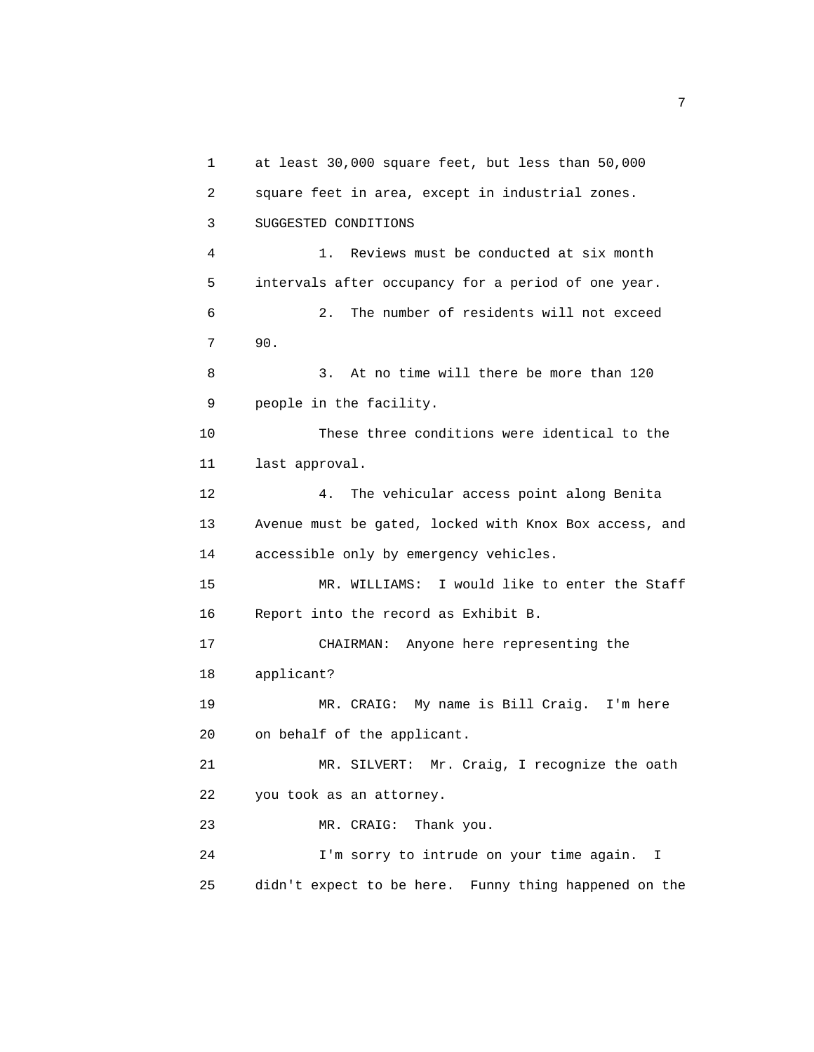at least 30,000 square feet, but less than 50,000 square feet in area, except in industrial zones.

SUGGESTED CONDITIONS

1. Reviews must be conducted at six month intervals after occupancy for a period of one year.

2. The number of residents will not exceed 90.

3. At no time will there be more than 120 people in the facility.

These three conditions were identical to the last approval.

4. The vehicular access point along Benita Avenue must be gated, locked with Knox Box access, and accessible only by emergency vehicles.

MR. WILLIAMS: I would like to enter the Staff Report into the record as Exhibit B.

CHAIRMAN: Anyone here representing the applicant?

MR. CRAIG: My name is Bill Craig. I'm here on behalf of the applicant.

MR. SILVERT: Mr. Craig, I recognize the oath you took as an attorney.

MR. CRAIG: Thank you.

I'm sorry to intrude on your time again. I didn't expect to be here. Funny thing happened on the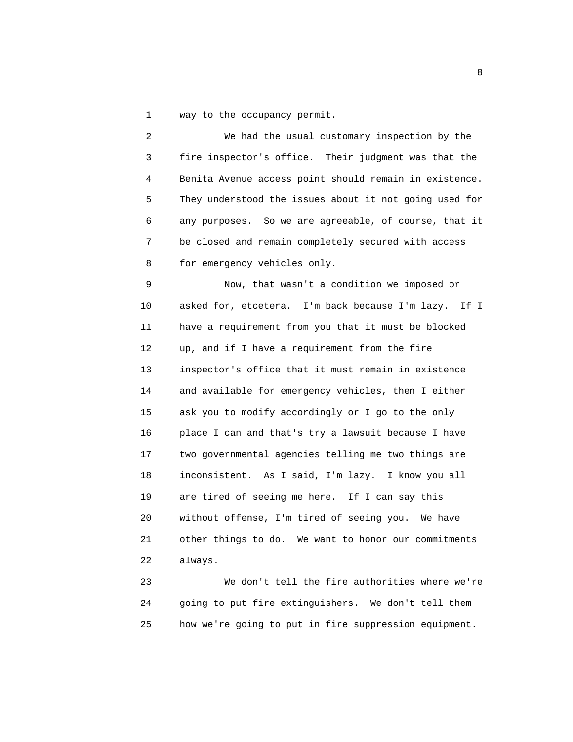way to the occupancy permit.

We had the usual customary inspection by the fire inspector's office. Their judgment was that the Benita Avenue access point should remain in existence. They understood the issues about it not going used for any purposes. So we are agreeable, of course, that it be closed and remain completely secured with access for emergency vehicles only.

Now, that wasn't a condition we imposed or asked for, etcetera. I'm back because I'm lazy. If I have a requirement from you that it must be blocked up, and if I have a requirement from the fire inspector's office that it must remain in existence and available for emergency vehicles, then I either ask you to modify accordingly or I go to the only place I can and that's try a lawsuit because I have two governmental agencies telling me two things are inconsistent. As I said, I'm lazy. I know you all are tired of seeing me here. If I can say this without offense, I'm tired of seeing you. We have other things to do. We want to honor our commitments always.

We don't tell the fire authorities where we're going to put fire extinguishers. We don't tell them how we're going to put in fire suppression equipment.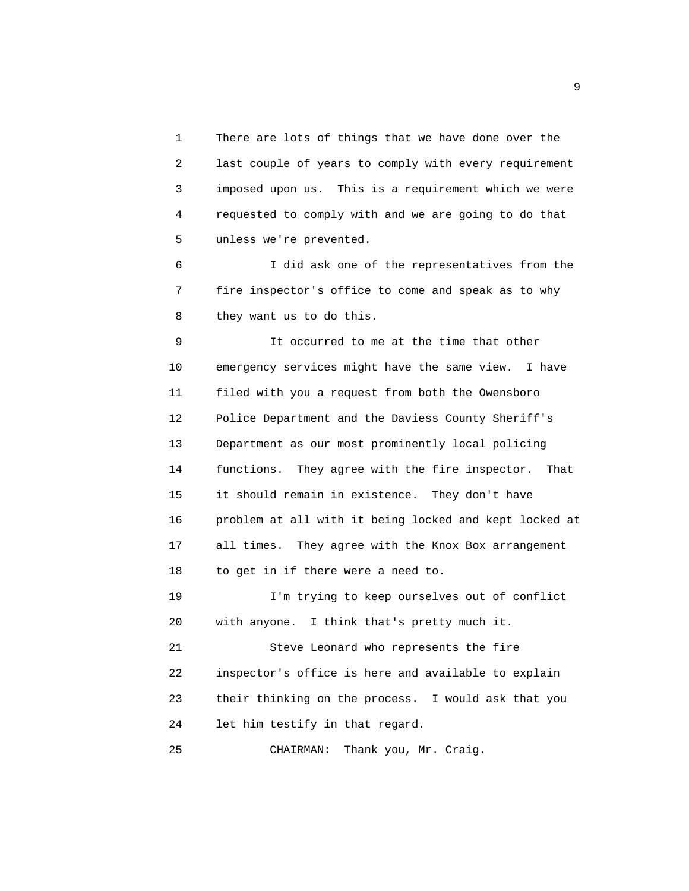There are lots of things that we have done over the last couple of years to comply with every requirement imposed upon us. This is a requirement which we were requested to comply with and we are going to do that unless we're prevented.

I did ask one of the representatives from the fire inspector's office to come and speak as to why they want us to do this.

It occurred to me at the time that other emergency services might have the same view. I have filed with you a request from both the Owensboro Police Department and the Daviess County Sheriff's Department as our most prominently local policing functions. They agree with the fire inspector. That it should remain in existence. They don't have problem at all with it being locked and kept locked at all times. They agree with the Knox Box arrangement to get in if there were a need to.

I'm trying to keep ourselves out of conflict with anyone. I think that's pretty much it.

Steve Leonard who represents the fire inspector's office is here and available to explain their thinking on the process. I would ask that you let him testify in that regard.

CHAIRMAN: Thank you, Mr. Craig.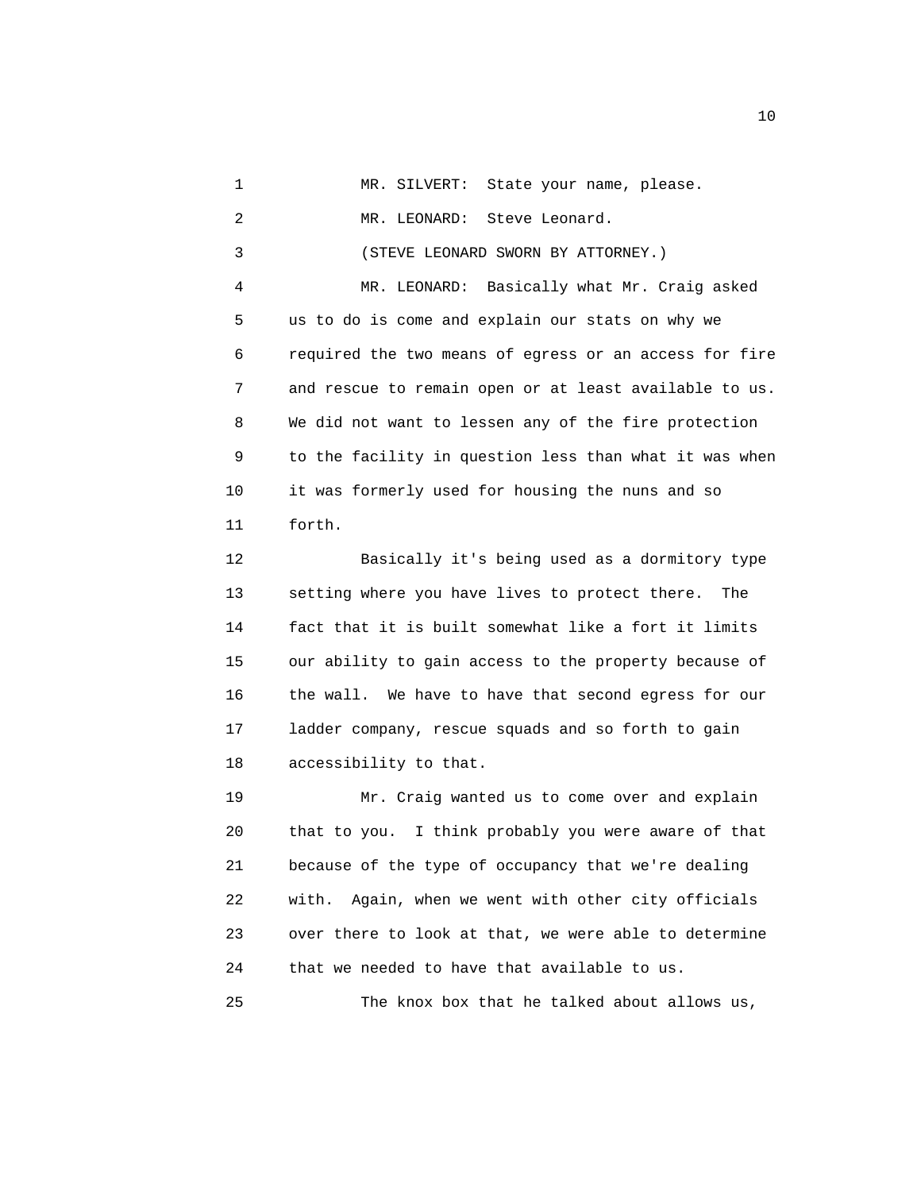MR. SILVERT: State your name, please.

MR. LEONARD: Steve Leonard.

(STEVE LEONARD SWORN BY ATTORNEY.)

MR. LEONARD: Basically what Mr. Craig asked us to do is come and explain our stats on why we required the two means of egress or an access for fire and rescue to remain open or at least available to us. We did not want to lessen any of the fire protection to the facility in question less than what it was when it was formerly used for housing the nuns and so forth.

Basically it's being used as a dormitory type setting where you have lives to protect there. The fact that it is built somewhat like a fort it limits our ability to gain access to the property because of the wall. We have to have that second egress for our ladder company, rescue squads and so forth to gain accessibility to that.

Mr. Craig wanted us to come over and explain that to you. I think probably you were aware of that because of the type of occupancy that we're dealing with. Again, when we went with other city officials over there to look at that, we were able to determine that we needed to have that available to us.

The knox box that he talked about allows us,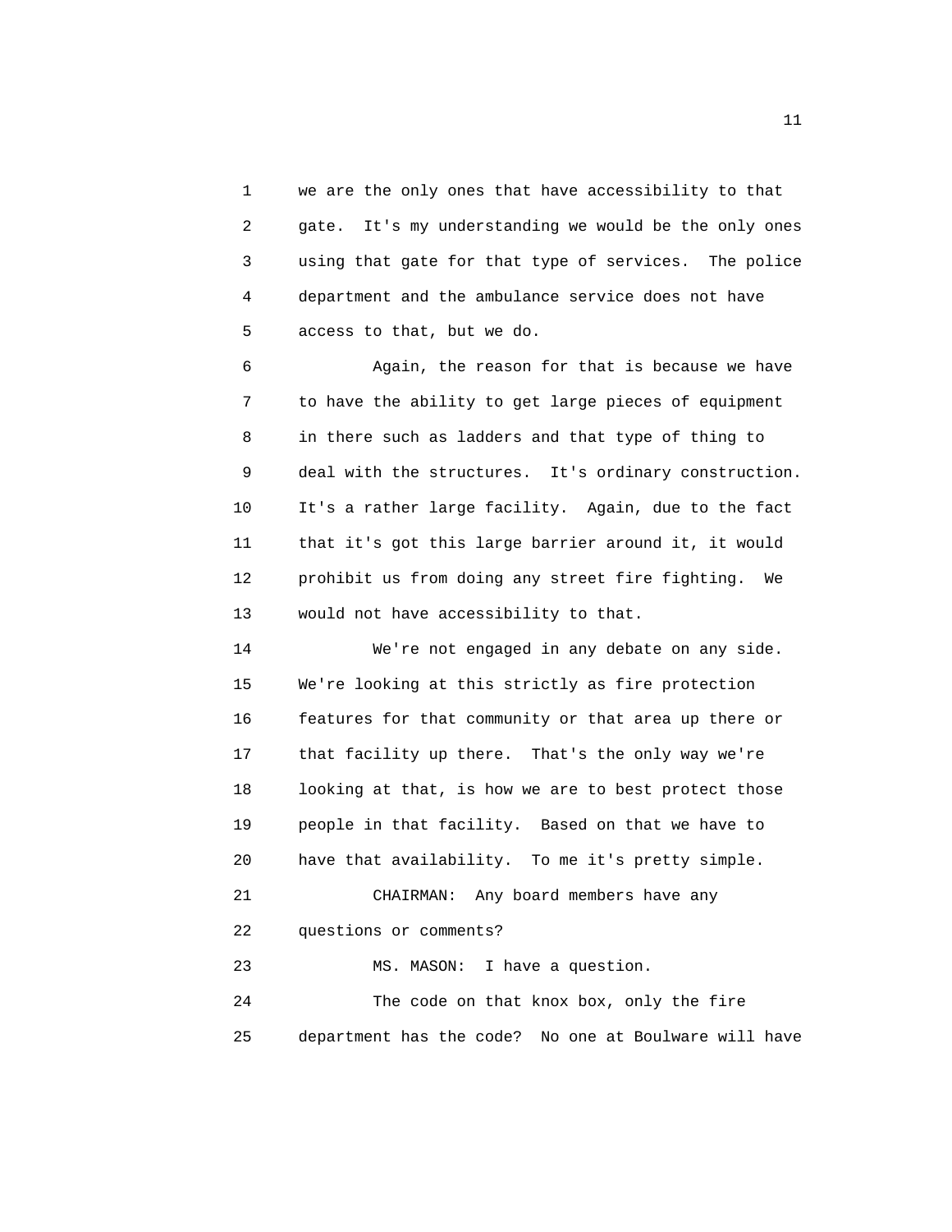we are the only ones that have accessibility to that gate. It's my understanding we would be the only ones using that gate for that type of services. The police department and the ambulance service does not have access to that, but we do.

Again, the reason for that is because we have to have the ability to get large pieces of equipment in there such as ladders and that type of thing to deal with the structures. It's ordinary construction. It's a rather large facility. Again, due to the fact that it's got this large barrier around it, it would prohibit us from doing any street fire fighting. We would not have accessibility to that.

We're not engaged in any debate on any side. We're looking at this strictly as fire protection features for that community or that area up there or that facility up there. That's the only way we're looking at that, is how we are to best protect those people in that facility. Based on that we have to have that availability. To me it's pretty simple.

CHAIRMAN: Any board members have any questions or comments?

MS. MASON: I have a question.

The code on that knox box, only the fire department has the code? No one at Boulware will have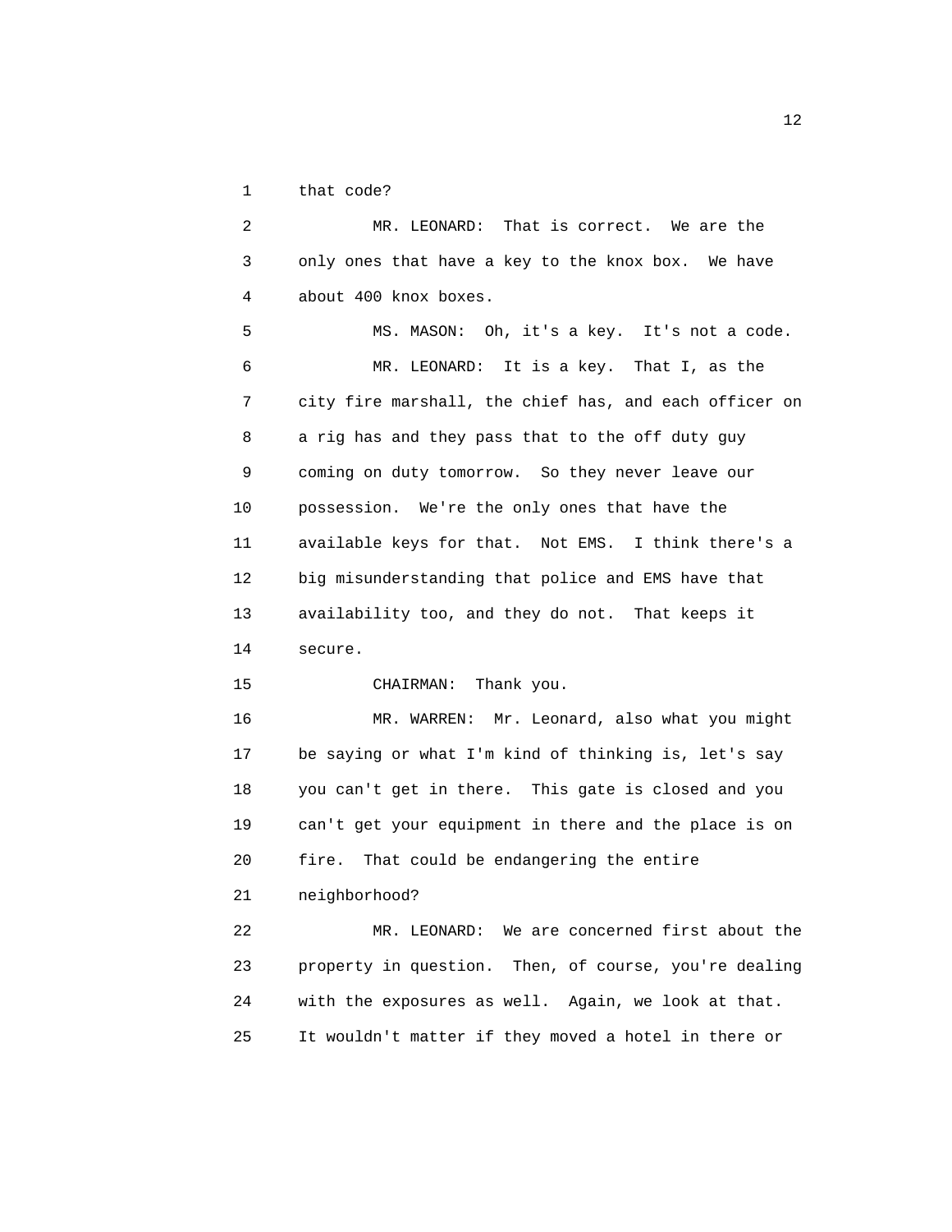that code?

MR. LEONARD: That is correct. We are the only ones that have a key to the knox box. We have about 400 knox boxes.

MS. MASON: Oh, it's a key. It's not a code.

MR. LEONARD: It is a key. That I, as the city fire marshall, the chief has, and each officer on a rig has and they pass that to the off duty guy coming on duty tomorrow. So they never leave our possession. We're the only ones that have the available keys for that. Not EMS. I think there's a big misunderstanding that police and EMS have that availability too, and they do not. That keeps it secure.

CHAIRMAN: Thank you.

MR. WARREN: Mr. Leonard, also what you might be saying or what I'm kind of thinking is, let's say you can't get in there. This gate is closed and you can't get your equipment in there and the place is on fire. That could be endangering the entire neighborhood?

MR. LEONARD: We are concerned first about the property in question. Then, of course, you're dealing with the exposures as well. Again, we look at that. It wouldn't matter if they moved a hotel in there or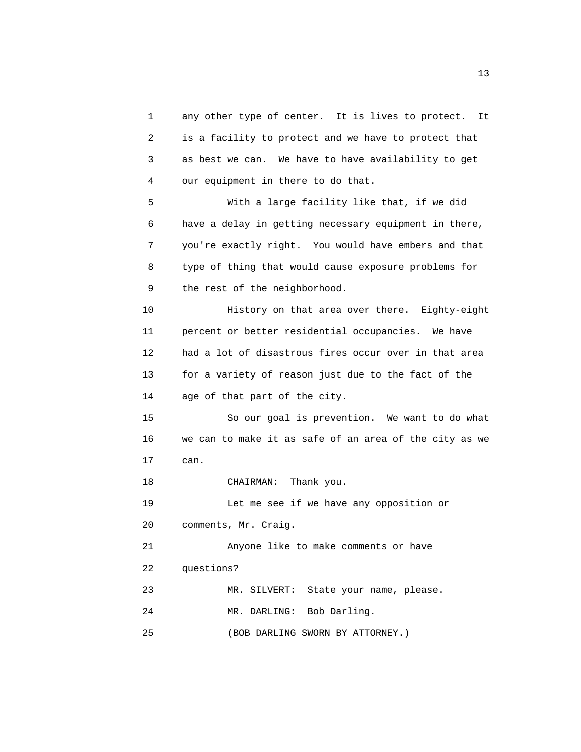any other type of center. It is lives to protect. It is a facility to protect and we have to protect that as best we can. We have to have availability to get our equipment in there to do that.

With a large facility like that, if we did have a delay in getting necessary equipment in there, you're exactly right. You would have embers and that type of thing that would cause exposure problems for the rest of the neighborhood.

History on that area over there. Eighty-eight percent or better residential occupancies. We have had a lot of disastrous fires occur over in that area for a variety of reason just due to the fact of the age of that part of the city.

So our goal is prevention. We want to do what we can to make it as safe of an area of the city as we can.

CHAIRMAN: Thank you.

Let me see if we have any opposition or comments, Mr. Craig.

Anyone like to make comments or have questions?

MR. SILVERT: State your name, please.

MR. DARLING: Bob Darling.

(BOB DARLING SWORN BY ATTORNEY.)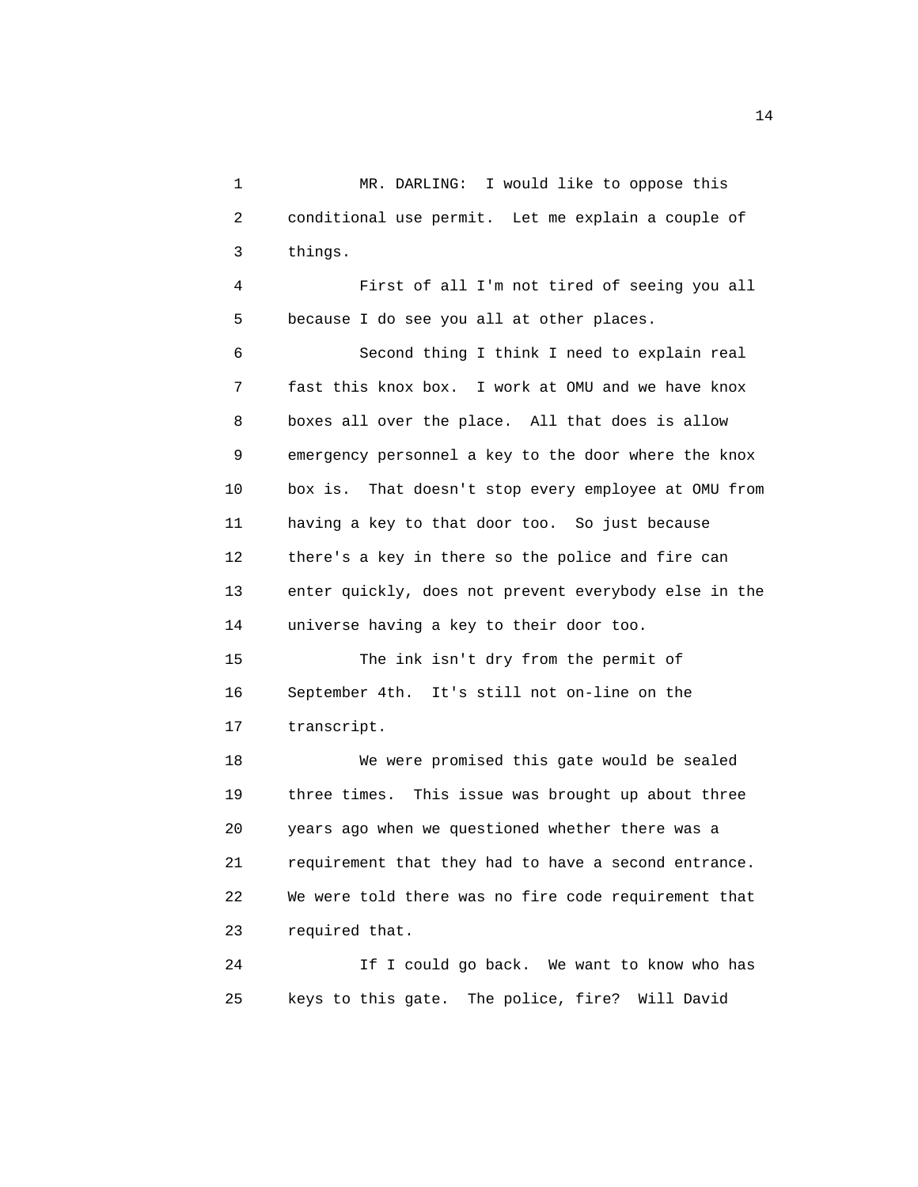MR. DARLING: I would like to oppose this conditional use permit. Let me explain a couple of things.

First of all I'm not tired of seeing you all because I do see you all at other places.

Second thing I think I need to explain real fast this knox box. I work at OMU and we have knox boxes all over the place. All that does is allow emergency personnel a key to the door where the knox box is. That doesn't stop every employee at OMU from having a key to that door too. So just because there's a key in there so the police and fire can enter quickly, does not prevent everybody else in the universe having a key to their door too.

The ink isn't dry from the permit of September 4th. It's still not on-line on the transcript.

We were promised this gate would be sealed three times. This issue was brought up about three years ago when we questioned whether there was a requirement that they had to have a second entrance. We were told there was no fire code requirement that required that.

If I could go back. We want to know who has keys to this gate. The police, fire? Will David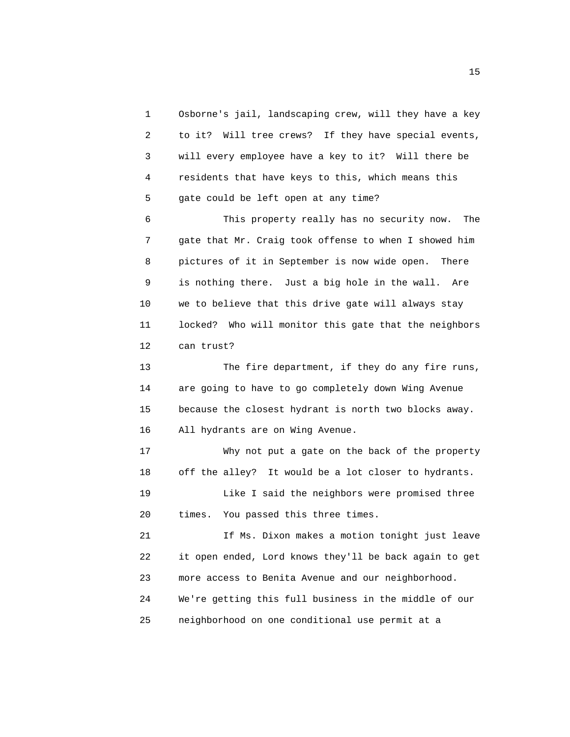Osborne's jail, landscaping crew, will they have a key to it? Will tree crews? If they have special events, will every employee have a key to it? Will there be residents that have keys to this, which means this gate could be left open at any time?

This property really has no security now. The gate that Mr. Craig took offense to when I showed him pictures of it in September is now wide open. There is nothing there. Just a big hole in the wall. Are we to believe that this drive gate will always stay locked? Who will monitor this gate that the neighbors can trust?

The fire department, if they do any fire runs, are going to have to go completely down Wing Avenue because the closest hydrant is north two blocks away. All hydrants are on Wing Avenue.

Why not put a gate on the back of the property off the alley? It would be a lot closer to hydrants.

Like I said the neighbors were promised three times. You passed this three times.

If Ms. Dixon makes a motion tonight just leave it open ended, Lord knows they'll be back again to get more access to Benita Avenue and our neighborhood. We're getting this full business in the middle of our neighborhood on one conditional use permit at a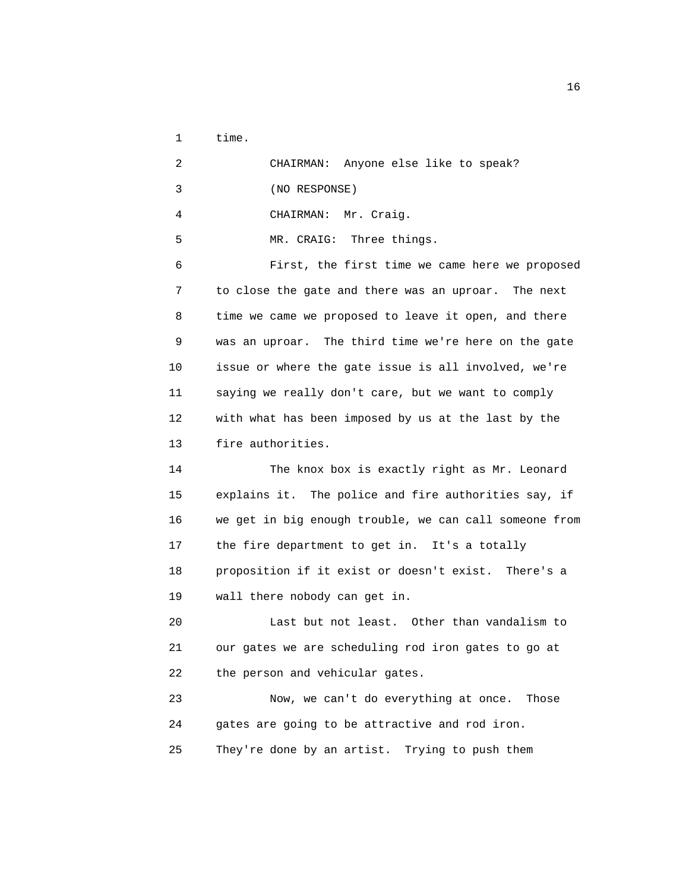time.

CHAIRMAN: Anyone else like to speak?

(NO RESPONSE)

CHAIRMAN: Mr. Craig.

MR. CRAIG: Three things.

First, the first time we came here we proposed to close the gate and there was an uproar. The next time we came we proposed to leave it open, and there was an uproar. The third time we're here on the gate issue or where the gate issue is all involved, we're saying we really don't care, but we want to comply with what has been imposed by us at the last by the fire authorities.

The knox box is exactly right as Mr. Leonard explains it. The police and fire authorities say, if we get in big enough trouble, we can call someone from the fire department to get in. It's a totally proposition if it exist or doesn't exist. There's a wall there nobody can get in.

Last but not least. Other than vandalism to our gates we are scheduling rod iron gates to go at the person and vehicular gates.

Now, we can't do everything at once. Those gates are going to be attractive and rod iron. They're done by an artist. Trying to push them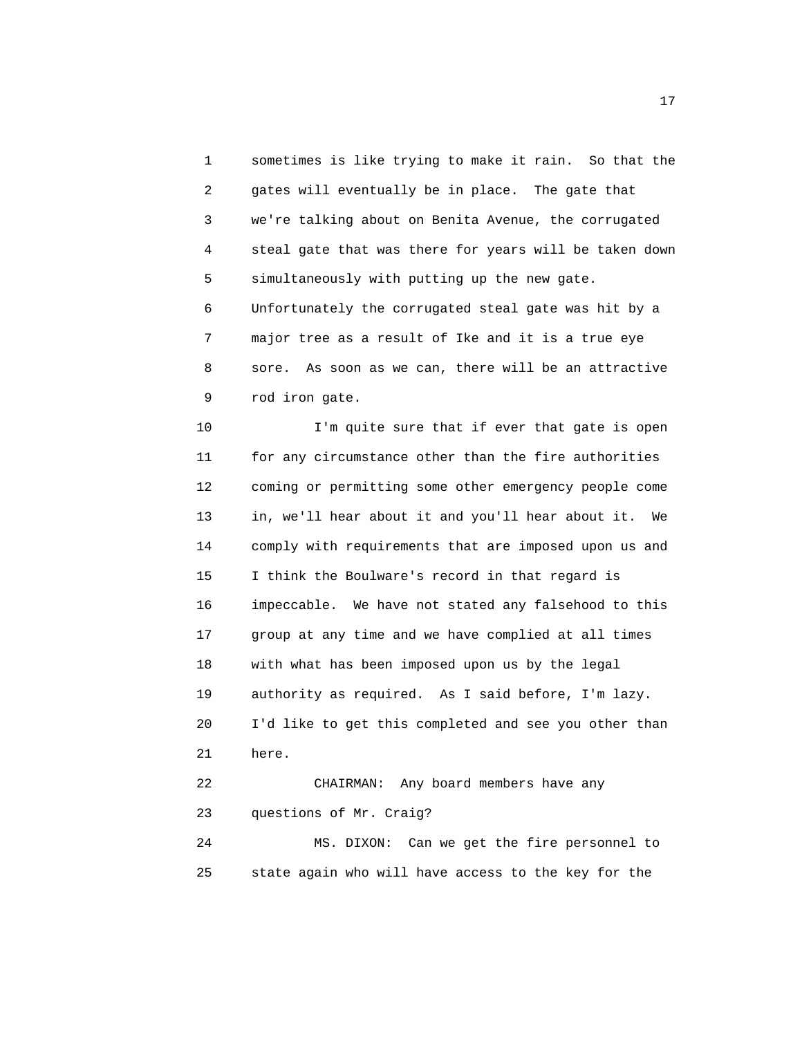sometimes is like trying to make it rain. So that the gates will eventually be in place. The gate that we're talking about on Benita Avenue, the corrugated steal gate that was there for years will be taken down simultaneously with putting up the new gate. Unfortunately the corrugated steal gate was hit by a major tree as a result of Ike and it is a true eye sore. As soon as we can, there will be an attractive rod iron gate.

I'm quite sure that if ever that gate is open for any circumstance other than the fire authorities coming or permitting some other emergency people come in, we'll hear about it and you'll hear about it. We comply with requirements that are imposed upon us and I think the Boulware's record in that regard is impeccable. We have not stated any falsehood to this group at any time and we have complied at all times with what has been imposed upon us by the legal authority as required. As I said before, I'm lazy. I'd like to get this completed and see you other than here.

CHAIRMAN: Any board members have any questions of Mr. Craig?

MS. DIXON: Can we get the fire personnel to state again who will have access to the key for the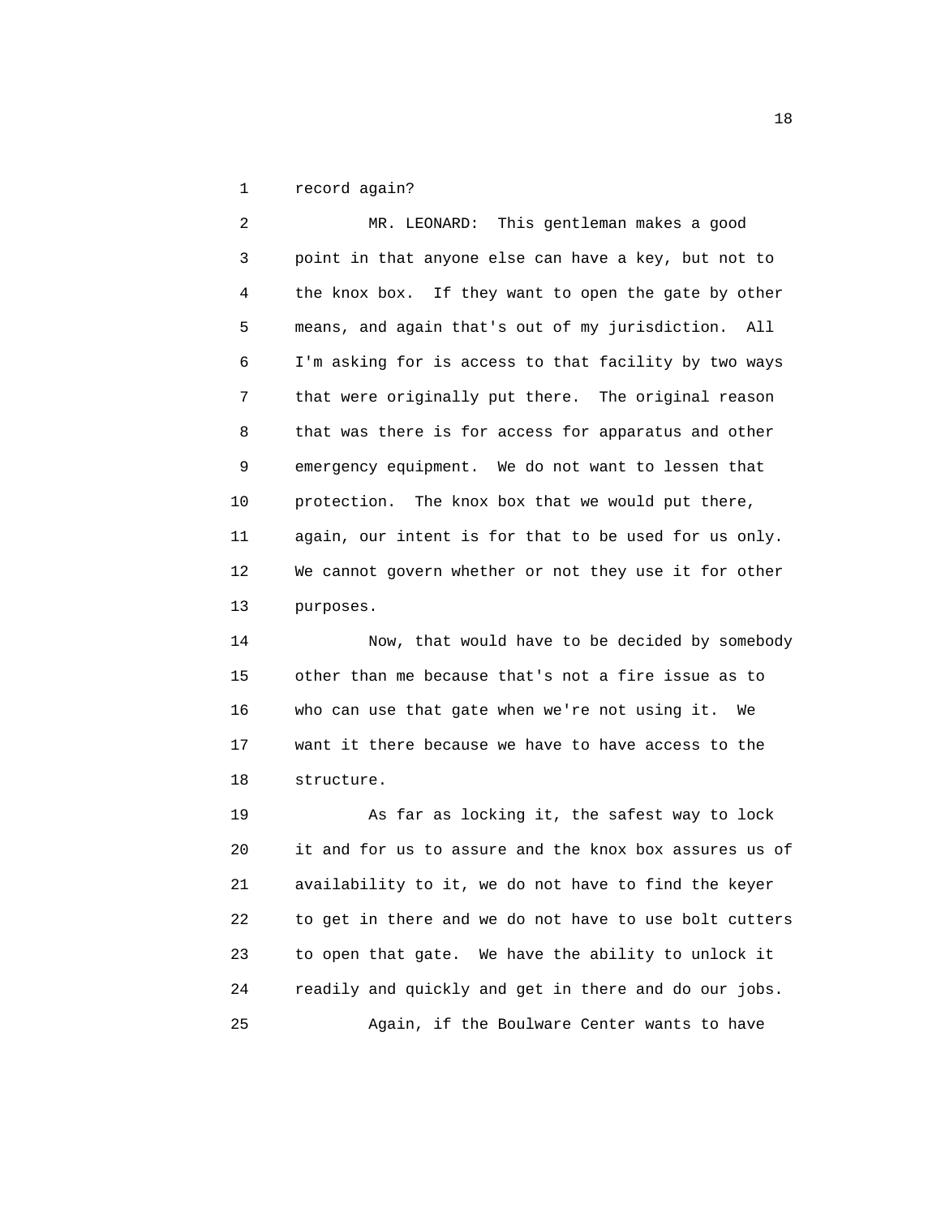record again?

MR. LEONARD: This gentleman makes a good point in that anyone else can have a key, but not to the knox box. If they want to open the gate by other means, and again that's out of my jurisdiction. All I'm asking for is access to that facility by two ways that were originally put there. The original reason that was there is for access for apparatus and other emergency equipment. We do not want to lessen that protection. The knox box that we would put there, again, our intent is for that to be used for us only. We cannot govern whether or not they use it for other purposes.

Now, that would have to be decided by somebody other than me because that's not a fire issue as to who can use that gate when we're not using it. We want it there because we have to have access to the structure.

As far as locking it, the safest way to lock it and for us to assure and the knox box assures us of availability to it, we do not have to find the keyer to get in there and we do not have to use bolt cutters to open that gate. We have the ability to unlock it readily and quickly and get in there and do our jobs.

Again, if the Boulware Center wants to have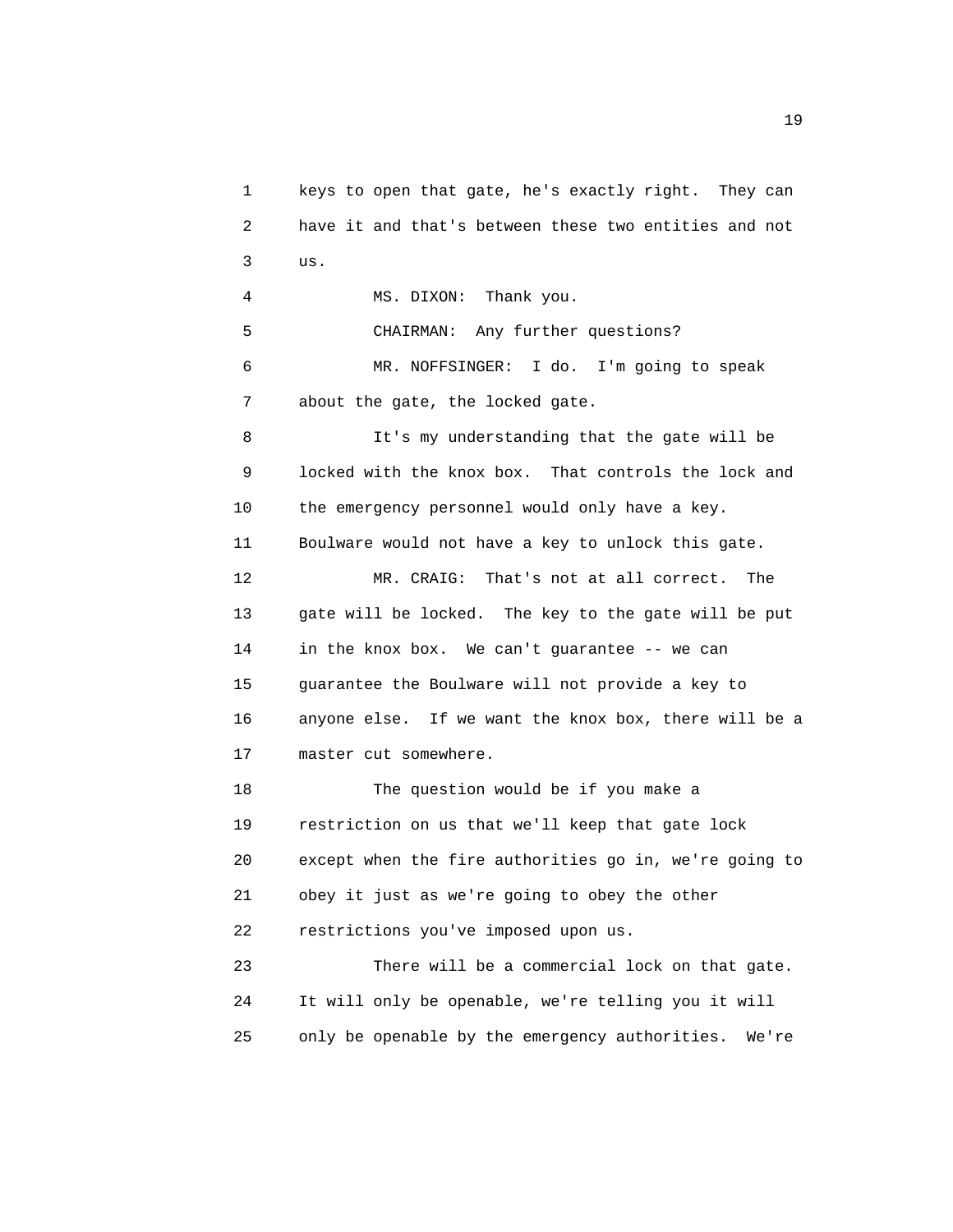keys to open that gate, he's exactly right. They can have it and that's between these two entities and not us.

MS. DIXON: Thank you.

CHAIRMAN: Any further questions?

MR. NOFFSINGER: I do. I'm going to speak about the gate, the locked gate.

It's my understanding that the gate will be locked with the knox box. That controls the lock and the emergency personnel would only have a key. Boulware would not have a key to unlock this gate.

MR. CRAIG: That's not at all correct. The gate will be locked. The key to the gate will be put in the knox box. We can't guarantee -- we can guarantee the Boulware will not provide a key to anyone else. If we want the knox box, there will be a master cut somewhere.

The question would be if you make a restriction on us that we'll keep that gate lock except when the fire authorities go in, we're going to obey it just as we're going to obey the other restrictions you've imposed upon us.

There will be a commercial lock on that gate. It will only be openable, we're telling you it will only be openable by the emergency authorities. We're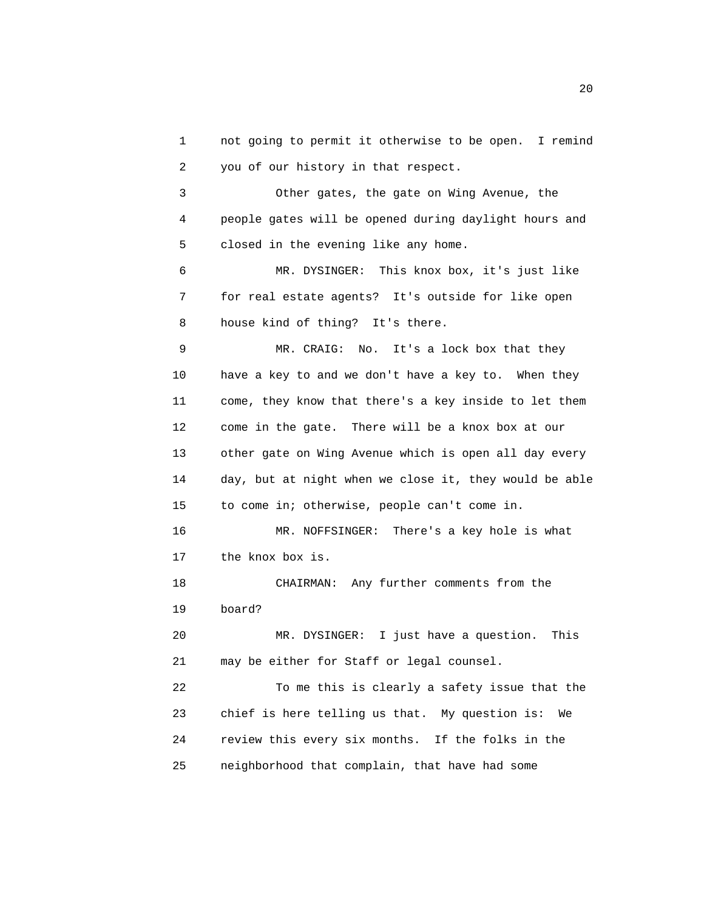not going to permit it otherwise to be open. I remind you of our history in that respect.

Other gates, the gate on Wing Avenue, the people gates will be opened during daylight hours and closed in the evening like any home.

MR. DYSINGER: This knox box, it's just like for real estate agents? It's outside for like open house kind of thing? It's there.

MR. CRAIG: No. It's a lock box that they have a key to and we don't have a key to. When they come, they know that there's a key inside to let them come in the gate. There will be a knox box at our other gate on Wing Avenue which is open all day every day, but at night when we close it, they would be able to come in; otherwise, people can't come in.

MR. NOFFSINGER: There's a key hole is what the knox box is.

CHAIRMAN: Any further comments from the board?

MR. DYSINGER: I just have a question. This may be either for Staff or legal counsel.

To me this is clearly a safety issue that the chief is here telling us that. My question is: We review this every six months. If the folks in the neighborhood that complain, that have had some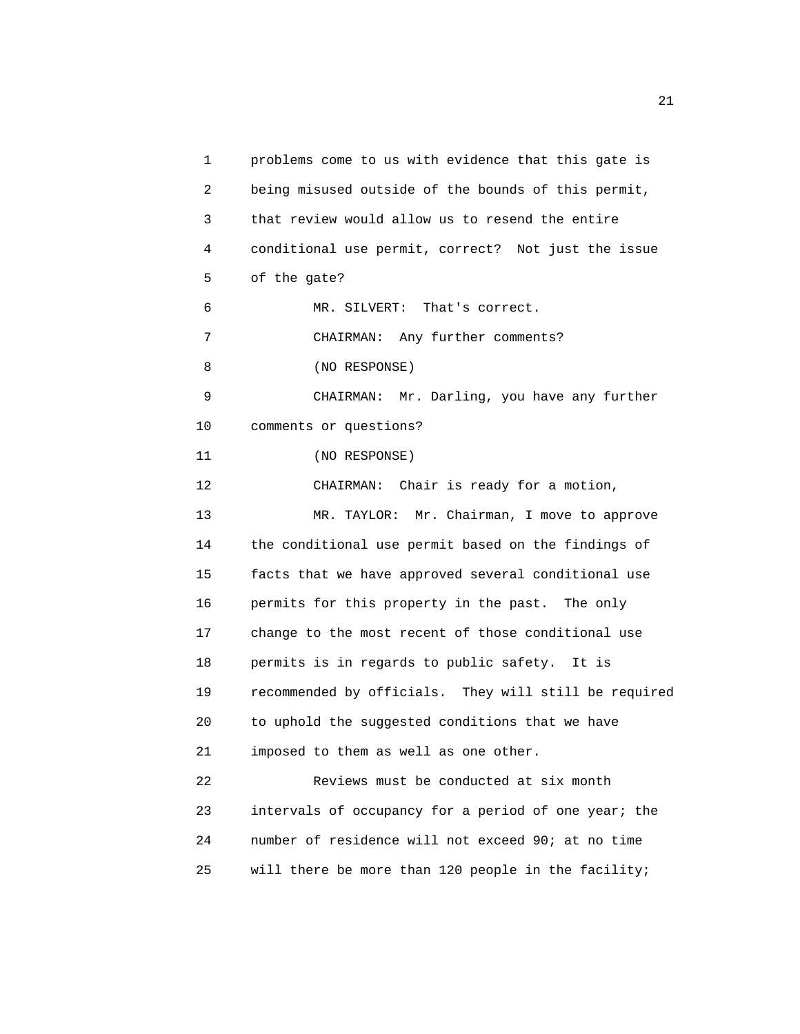problems come to us with evidence that this gate is being misused outside of the bounds of this permit, that review would allow us to resend the entire conditional use permit, correct? Not just the issue of the gate?

MR. SILVERT: That's correct.

CHAIRMAN: Any further comments?

(NO RESPONSE)

CHAIRMAN: Mr. Darling, you have any further comments or questions?

(NO RESPONSE)

CHAIRMAN: Chair is ready for a motion,

MR. TAYLOR: Mr. Chairman, I move to approve the conditional use permit based on the findings of facts that we have approved several conditional use permits for this property in the past. The only change to the most recent of those conditional use permits is in regards to public safety. It is recommended by officials. They will still be required to uphold the suggested conditions that we have imposed to them as well as one other.

Reviews must be conducted at six month intervals of occupancy for a period of one year; the number of residence will not exceed 90; at no time will there be more than 120 people in the facility;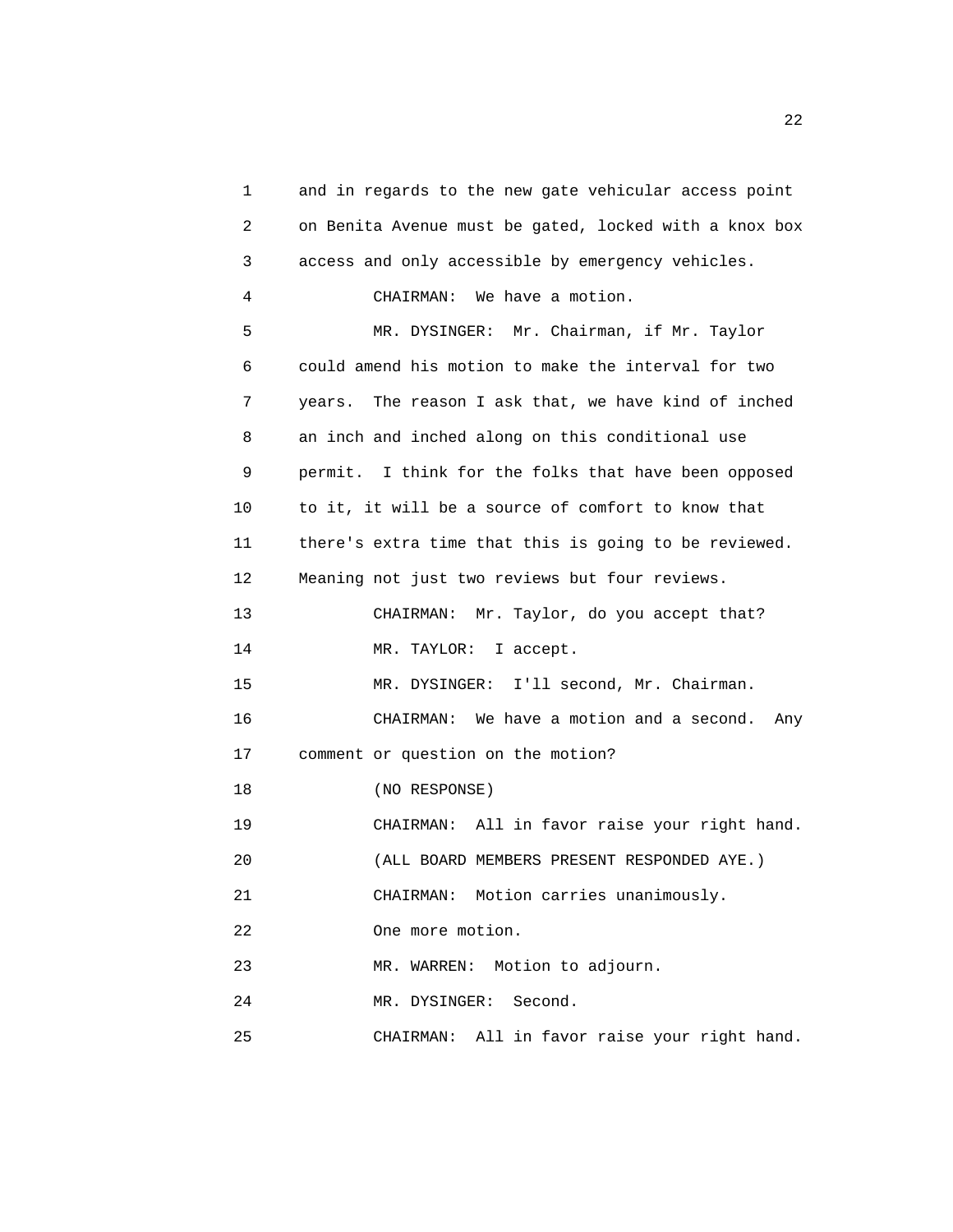and in regards to the new gate vehicular access point on Benita Avenue must be gated, locked with a knox box access and only accessible by emergency vehicles.

CHAIRMAN: We have a motion.

MR. DYSINGER: Mr. Chairman, if Mr. Taylor could amend his motion to make the interval for two years. The reason I ask that, we have kind of inched an inch and inched along on this conditional use permit. I think for the folks that have been opposed to it, it will be a source of comfort to know that there's extra time that this is going to be reviewed. Meaning not just two reviews but four reviews.

CHAIRMAN: Mr. Taylor, do you accept that?

MR. TAYLOR: I accept.

MR. DYSINGER: I'll second, Mr. Chairman.

CHAIRMAN: We have a motion and a second. Any comment or question on the motion?

(NO RESPONSE)

CHAIRMAN: All in favor raise your right hand.

(ALL BOARD MEMBERS PRESENT RESPONDED AYE.)

CHAIRMAN: Motion carries unanimously.

One more motion.

MR. WARREN: Motion to adjourn.

MR. DYSINGER: Second.

CHAIRMAN: All in favor raise your right hand.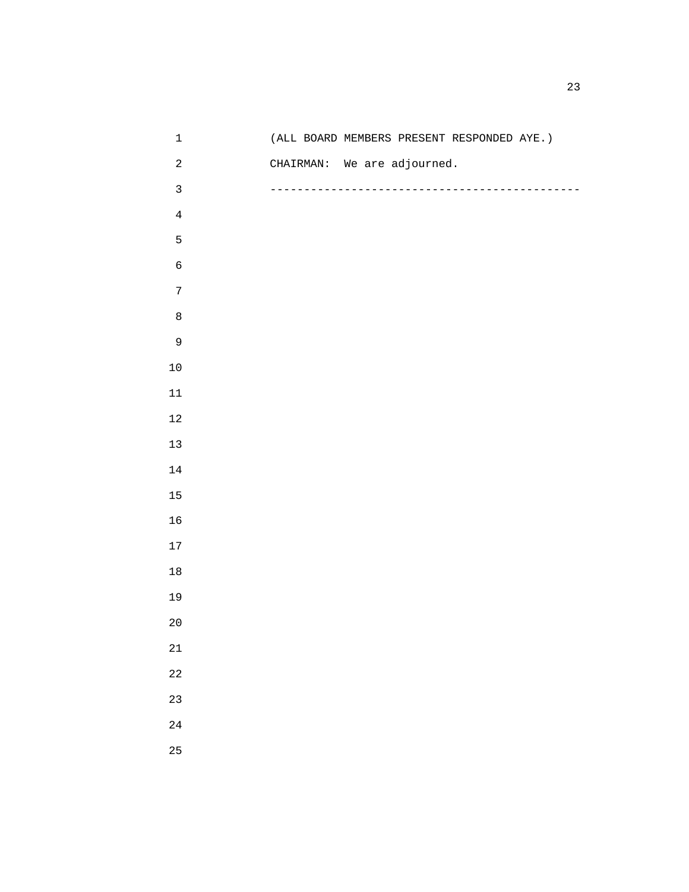(ALL BOARD MEMBERS PRESENT RESPONDED AYE.)

CHAIRMAN: We are adjourned.

---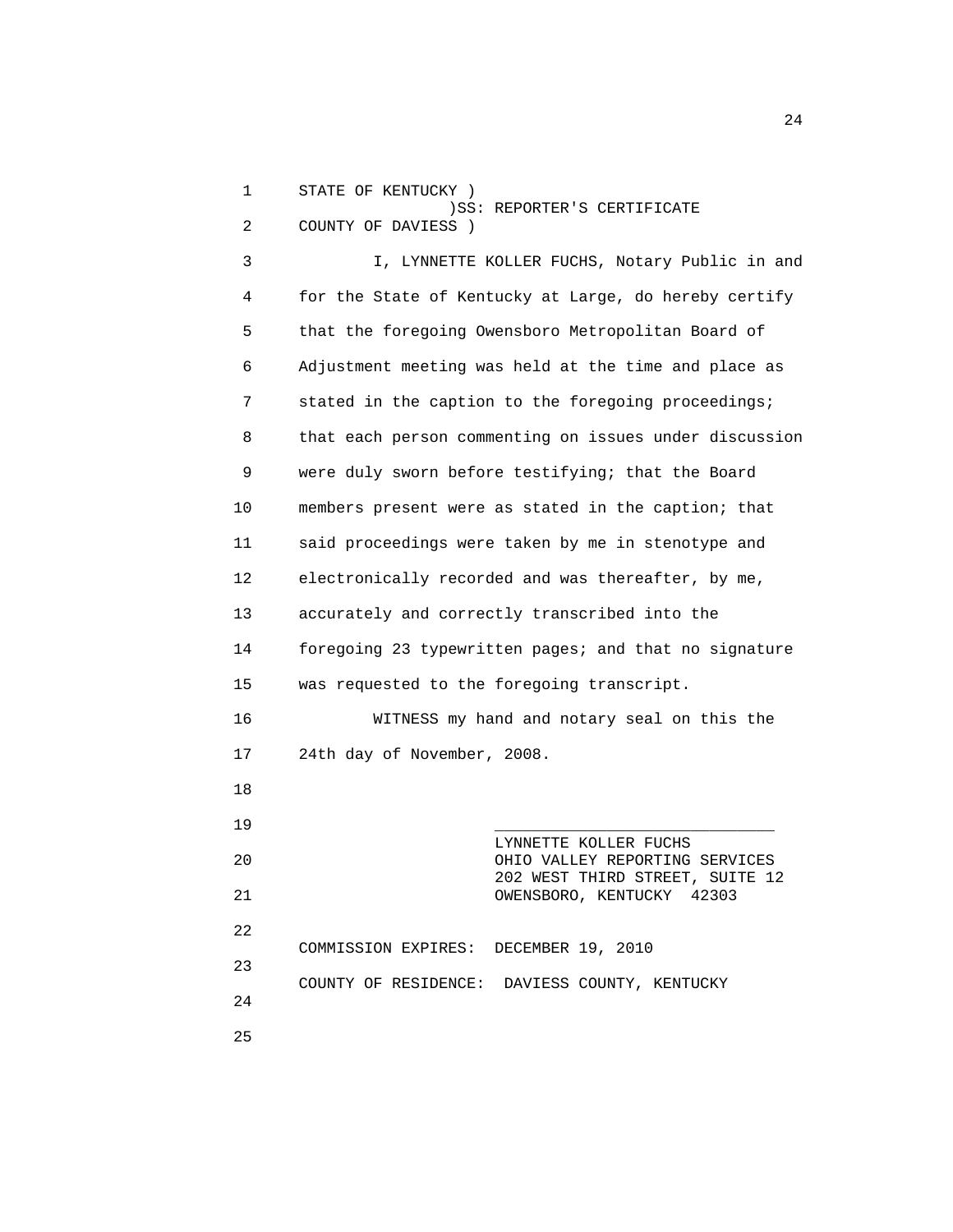STATE OF KENTUCKY )
)SS: REPORTER'S CERTIFICATE
COUNTY OF DAVIESS )

I, LYNNETTE KOLLER FUCHS, Notary Public in and for the State of Kentucky at Large, do hereby certify that the foregoing Owensboro Metropolitan Board of Adjustment meeting was held at the time and place as stated in the caption to the foregoing proceedings; that each person commenting on issues under discussion were duly sworn before testifying; that the Board members present were as stated in the caption; that said proceedings were taken by me in stenotype and electronically recorded and was thereafter, by me, accurately and correctly transcribed into the foregoing 23 typewritten pages; and that no signature was requested to the foregoing transcript.

WITNESS my hand and notary seal on this the 24th day of November, 2008.

______________________________
LYNNETTE KOLLER FUCHS
OHIO VALLEY REPORTING SERVICES
202 WEST THIRD STREET, SUITE 12
OWENSBORO, KENTUCKY 42303

COMMISSION EXPIRES: DECEMBER 19, 2010

COUNTY OF RESIDENCE: DAVIESS COUNTY, KENTUCKY